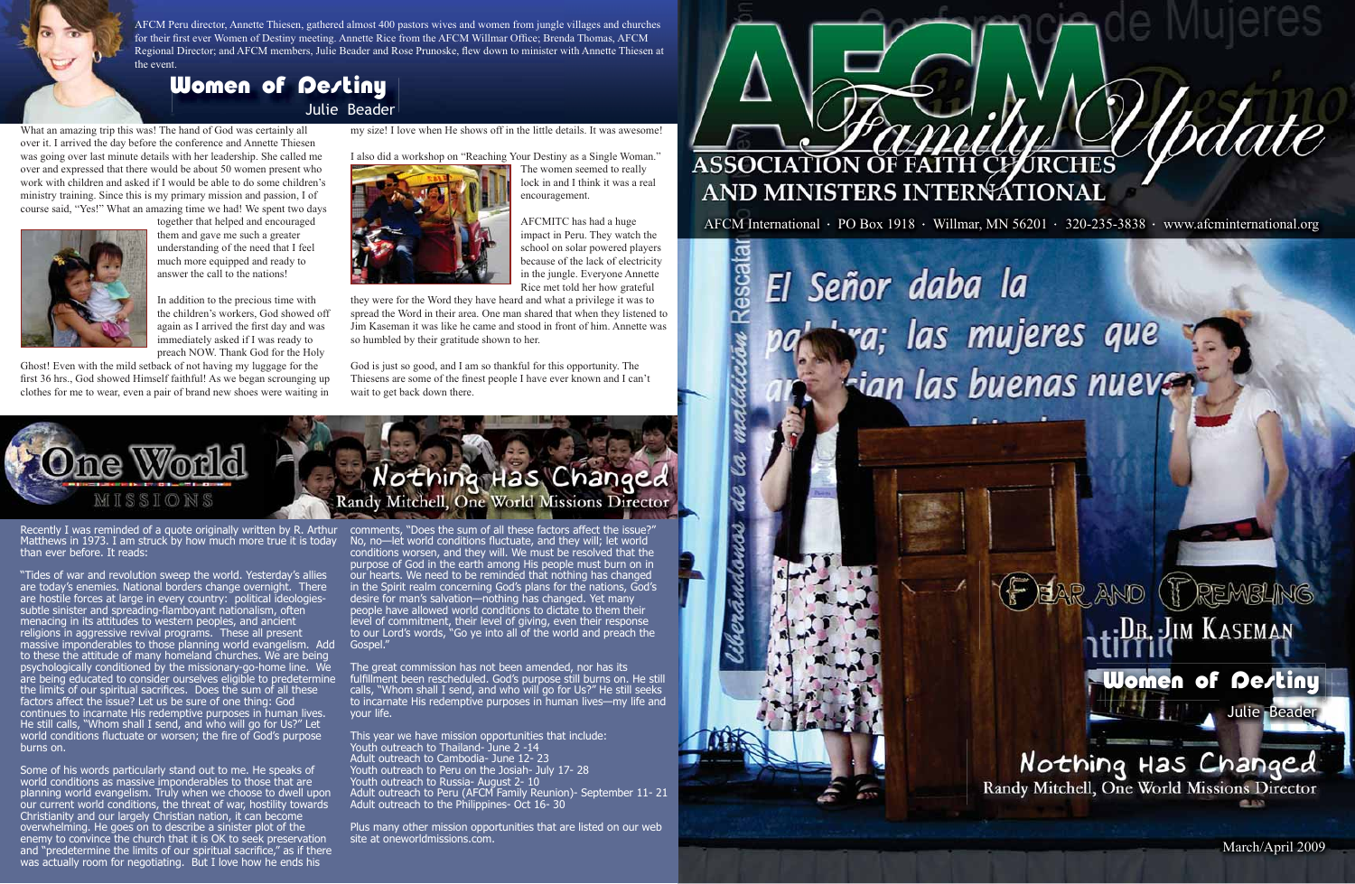# AFCM Family Update

## ASSOCIATION OF FAITH CHURCHES AND MINISTERS INTERNATIONAL

AFCM International · PO Box 1918 · Willmar, MN 56201 · 320-235-3838 · www.afcminternational.org

El Señor daba la palabra; las mujeres que anuncian las buenas nuevas

Fear and Trembling — Dr. Jim Kaseman

Women of Destiny — Julie Beader

Nothing Has Changed — Randy Mitchell, One World Missions Director

March/April 2009

---

AFCM Peru director, Annette Thiesen, gathered almost 400 pastors wives and women from jungle villages and churches for their first ever Women of Destiny meeting. Annette Rice from the AFCM Willmar Office; Brenda Thomas, AFCM Regional Director; and AFCM members, Julie Beader and Rose Prunoske, flew down to minister with Annette Thiesen at the event.

## Women of Destiny

Julie Beader

What an amazing trip this was! The hand of God was certainly all over it. I arrived the day before the conference and Annette Thiesen was going over last minute details with her leadership. She called me over and expressed that there would be about 50 women present who work with children and asked if I would be able to do some children's ministry training. Since this is my primary mission and passion, I of course said, "Yes!" What an amazing time we had! We spent two days together that helped and encouraged them and gave me such a greater understanding of the need that I feel much more equipped and ready to answer the call to the nations!

In addition to the precious time with the children's workers, God showed off again as I arrived the first day and was immediately asked if I was ready to preach NOW. Thank God for the Holy Ghost! Even with the mild setback of not having my luggage for the first 36 hrs., God showed Himself faithful! As we began scrounging up clothes for me to wear, even a pair of brand new shoes were waiting in my size! I love when He shows off in the little details. It was awesome!

I also did a workshop on "Reaching Your Destiny as a Single Woman." The women seemed to really lock in and I think it was a real encouragement.

AFCMITC has had a huge impact in Peru. They watch the school on solar powered players because of the lack of electricity in the jungle. Everyone Annette Rice met told her how grateful they were for the Word they have heard and what a privilege it was to spread the Word in their area. One man shared that when they listened to Jim Kaseman it was like he came and stood in front of him. Annette was so humbled by their gratitude shown to her.

God is just so good, and I am so thankful for this opportunity. The Thiesens are some of the finest people I have ever known and I can't wait to get back down there.

## One World Missions

## Nothing Has Changed

Randy Mitchell, One World Missions Director

Recently I was reminded of a quote originally written by R. Arthur Matthews in 1973. I am struck by how much more true it is today than ever before. It reads:

"Tides of war and revolution sweep the world. Yesterday's allies are today's enemies. National borders change overnight. There are hostile forces at large in every country: political ideologies-subtle sinister and spreading-flamboyant nationalism, often menacing in its attitudes to western peoples, and ancient religions in aggressive revival programs. These all present massive imponderables to those planning world evangelism. Add to these the attitude of many homeland churches. We are being psychologically conditioned by the missionary-go-home line. We are being educated to consider ourselves eligible to predetermine the limits of our spiritual sacrifices. Does the sum of all these factors affect the issue? Let us be sure of one thing: God continues to incarnate His redemptive purposes in human lives. He still calls, "Whom shall I send, and who will go for Us?" Let world conditions fluctuate or worsen; the fire of God's purpose burns on.

Some of his words particularly stand out to me. He speaks of world conditions as massive imponderables to those that are planning world evangelism. Truly when we choose to dwell upon our current world conditions, the threat of war, hostility towards Christianity and our largely Christian nation, it can become overwhelming. He goes on to describe a sinister plot of the enemy to convince the church that it is OK to seek preservation and "predetermine the limits of our spiritual sacrifice," as if there was actually room for negotiating. But I love how he ends his comments, "Does the sum of all these factors affect the issue?" No, no—let world conditions fluctuate, and they will; let world conditions worsen, and they will. We must be resolved that the purpose of God in the earth among His people must burn on in our hearts. We need to be reminded that nothing has changed in the Spirit realm concerning God's plans for the nations, God's desire for man's salvation—nothing has changed. Yet many people have allowed world conditions to dictate to them their level of commitment, their level of giving, even their response to our Lord's words, "Go ye into all of the world and preach the Gospel."

The great commission has not been amended, nor has its fulfillment been rescheduled. God's purpose still burns on. He still calls, "Whom shall I send, and who will go for Us?" He still seeks to incarnate His redemptive purposes in human lives—my life and your life.

This year we have mission opportunities that include:

- Youth outreach to Thailand- June 2 -14
- Adult outreach to Cambodia- June 12- 23
- Youth outreach to Peru on the Josiah- July 17- 28
- Youth outreach to Russia- August 2- 10
- Adult outreach to Peru (AFCM Family Reunion)- September 11- 21
- Adult outreach to the Philippines- Oct 16- 30

Plus many other mission opportunities that are listed on our web site at oneworldmissions.com.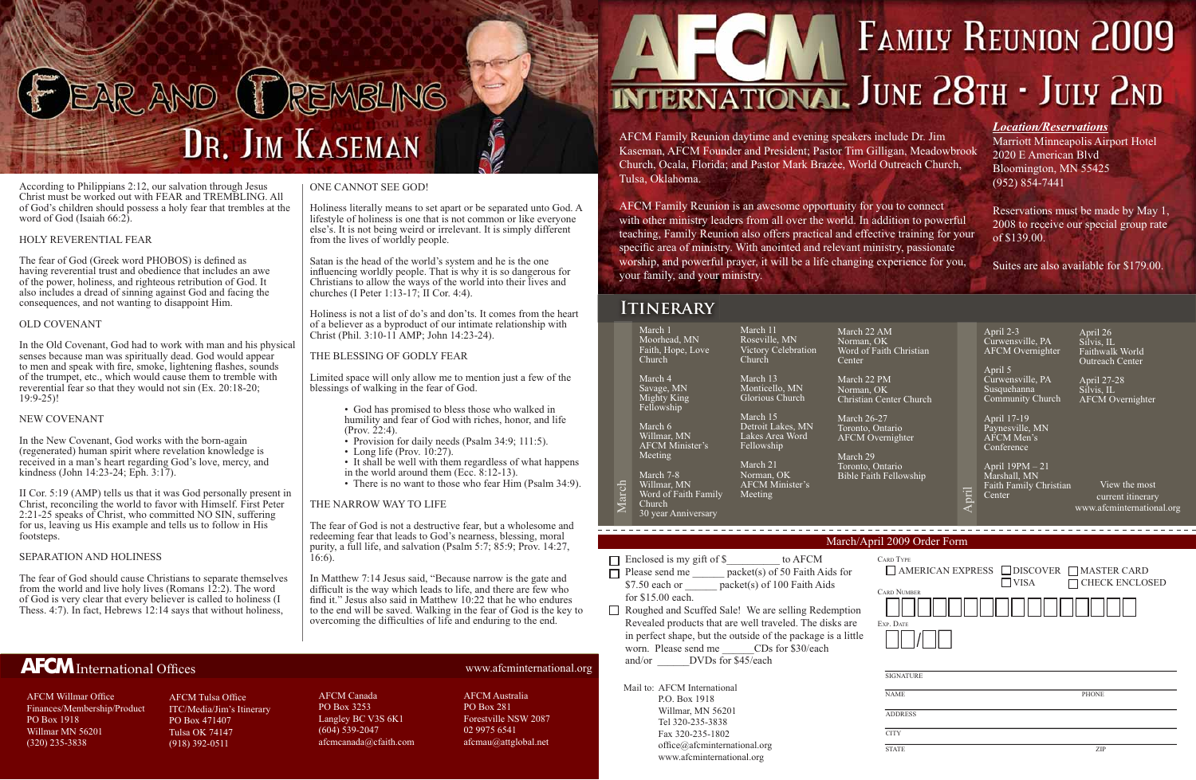# Fear and Trembling

## Dr. Jim Kaseman

According to Philippians 2:12, our salvation through Jesus Christ must be worked out with FEAR and TREMBLING. All of God's children should possess a holy fear that trembles at the word of God (Isaiah 66:2).

HOLY REVERENTIAL FEAR

The fear of God (Greek word PHOBOS) is defined as having reverential trust and obedience that includes an awe of the power, holiness, and righteous retribution of God. It also includes a dread of sinning against God and facing the consequences, and not wanting to disappoint Him.

OLD COVENANT

In the Old Covenant, God had to work with man and his physical senses because man was spiritually dead. God would appear to men and speak with fire, smoke, lightening flashes, sounds of the trumpet, etc., which would cause them to tremble with reverential fear so that they would not sin (Ex. 20:18-20; 19:9-25)!

NEW COVENANT

In the New Covenant, God works with the born-again (regenerated) human spirit where revelation knowledge is received in a man's heart regarding God's love, mercy, and kindness (John 14:23-24; Eph. 3:17).

II Cor. 5:19 (AMP) tells us that it was God personally present in Christ, reconciling the world to favor with Himself. First Peter 2:21-25 speaks of Christ, who committed NO SIN, suffering for us, leaving us His example and tells us to follow in His footsteps.

SEPARATION AND HOLINESS

The fear of God should cause Christians to separate themselves from the world and live holy lives (Romans 12:2). The word of God is very clear that every believer is called to holiness (I Thess. 4:7). In fact, Hebrews 12:14 says that without holiness,

ONE CANNOT SEE GOD!

Holiness literally means to set apart or be separated unto God. A lifestyle of holiness is one that is not common or like everyone else's. It is not being weird or irrelevant. It is simply different from the lives of worldly people.

Satan is the head of the world's system and he is the one influencing worldly people. That is why it is so dangerous for Christians to allow the ways of the world into their lives and churches (I Peter 1:13-17; II Cor. 4:4).

Holiness is not a list of do's and don'ts. It comes from the heart of a believer as a byproduct of our intimate relationship with Christ (Phil. 3:10-11 AMP; John 14:23-24).

THE BLESSING OF GODLY FEAR

Limited space will only allow me to mention just a few of the blessings of walking in the fear of God.

- God has promised to bless those who walked in humility and fear of God with riches, honor, and life (Prov. 22:4).
- Provision for daily needs (Psalm 34:9; 111:5).
- Long life (Prov. 10:27).
- It shall be well with them regardless of what happens in the world around them (Ecc. 8:12-13).
- There is no want to those who fear Him (Psalm 34:9).

THE NARROW WAY TO LIFE

The fear of God is not a destructive fear, but a wholesome and redeeming fear that leads to God's nearness, blessing, moral purity, a full life, and salvation (Psalm 5:7; 85:9; Prov. 14:27, 16:6).

In Matthew 7:14 Jesus said, "Because narrow is the gate and difficult is the way which leads to life, and there are few who find it." Jesus also said in Matthew 10:22 that he who endures to the end will be saved. Walking in the fear of God is the key to overcoming the difficulties of life and enduring to the end.

# AFCM International Family Reunion 2009

## June 28th - July 2nd

AFCM Family Reunion daytime and evening speakers include Dr. Jim Kaseman, AFCM Founder and President; Pastor Tim Gilligan, Meadowbrook Church, Ocala, Florida; and Pastor Mark Brazee, World Outreach Church, Tulsa, Oklahoma.

AFCM Family Reunion is an awesome opportunity for you to connect with other ministry leaders from all over the world. In addition to powerful teaching, Family Reunion also offers practical and effective training for your specific area of ministry. With anointed and relevant ministry, passionate worship, and powerful prayer, it will be a life changing experience for you, your family, and your ministry.

***Location/Reservations***

Marriott Minneapolis Airport Hotel
2020 E American Blvd
Bloomington, MN 55425
(952) 854-7441

Reservations must be made by May 1, 2008 to receive our special group rate of $139.00.

Suites are also available for $179.00.

## Itinerary

### March

March 1
Moorhead, MN
Faith, Hope, Love Church

March 4
Savage, MN
Mighty King Fellowship

March 6
Willmar, MN
AFCM Minister's Meeting

March 7-8
Willmar, MN
Word of Faith Family Church
30 year Anniversary

March 11
Roseville, MN
Victory Celebration Church

March 13
Monticello, MN
Glorious Church

March 15
Detroit Lakes, MN
Lakes Area Word Fellowship

March 21
Norman, OK
AFCM Minister's Meeting

March 22 AM
Norman, OK
Word of Faith Christian Center

March 22 PM
Norman, OK
Christian Center Church

March 26-27
Toronto, Ontario
AFCM Overnighter

March 29
Toronto, Ontario
Bible Faith Fellowship

### April

April 2-3
Curwensville, PA
AFCM Overnighter

April 5
Curwensville, PA
Susquehanna Community Church

April 17-19
Paynesville, MN
AFCM Men's Conference

April 19PM – 21
Marshall, MN
Faith Family Christian Center

April 26
Silvis, IL
Faithwalk World Outreach Center

April 27-28
Silvis, IL
AFCM Overnighter

View the most current itinerary
www.afcminternational.org

## March/April 2009 Order Form

☐ Enclosed is my gift of $__________ to AFCM

☐ Please send me ______ packet(s) of 50 Faith Aids for $7.50 each or ______ packet(s) of 100 Faith Aids for $15.00 each.

☐ Roughed and Scuffed Sale! We are selling Redemption Revealed products that are well traveled. The disks are in perfect shape, but the outside of the package is a little worn. Please send me ______CDs for $30/each and/or ______DVDs for $45/each

Card Type
☐ American Express ☐ Discover ☐ Master Card
☐ Visa ☐ Check Enclosed

Card Number ____________________

Exp. Date __ __ / __ __

Signature ____________________

Name ____________________ Phone ____________________

Address ____________________

City ____________________

State ____________________ Zip ____________________

Mail to: AFCM International
P.O. Box 1918
Willmar, MN 56201
Tel 320-235-3838
Fax 320-235-1802
office@afcminternational.org
www.afcminternational.org

## AFCM International Offices

www.afcminternational.org

AFCM Willmar Office
Finances/Membership/Product
PO Box 1918
Willmar MN 56201
(320) 235-3838

AFCM Tulsa Office
ITC/Media/Jim's Itinerary
PO Box 471407
Tulsa OK 74147
(918) 392-0511

AFCM Canada
PO Box 3253
Langley BC V3S 6K1
(604) 539-2047
afcmcanada@cfaith.com

AFCM Australia
PO Box 281
Forestville NSW 2087
02 9975 6541
afcmau@attglobal.net